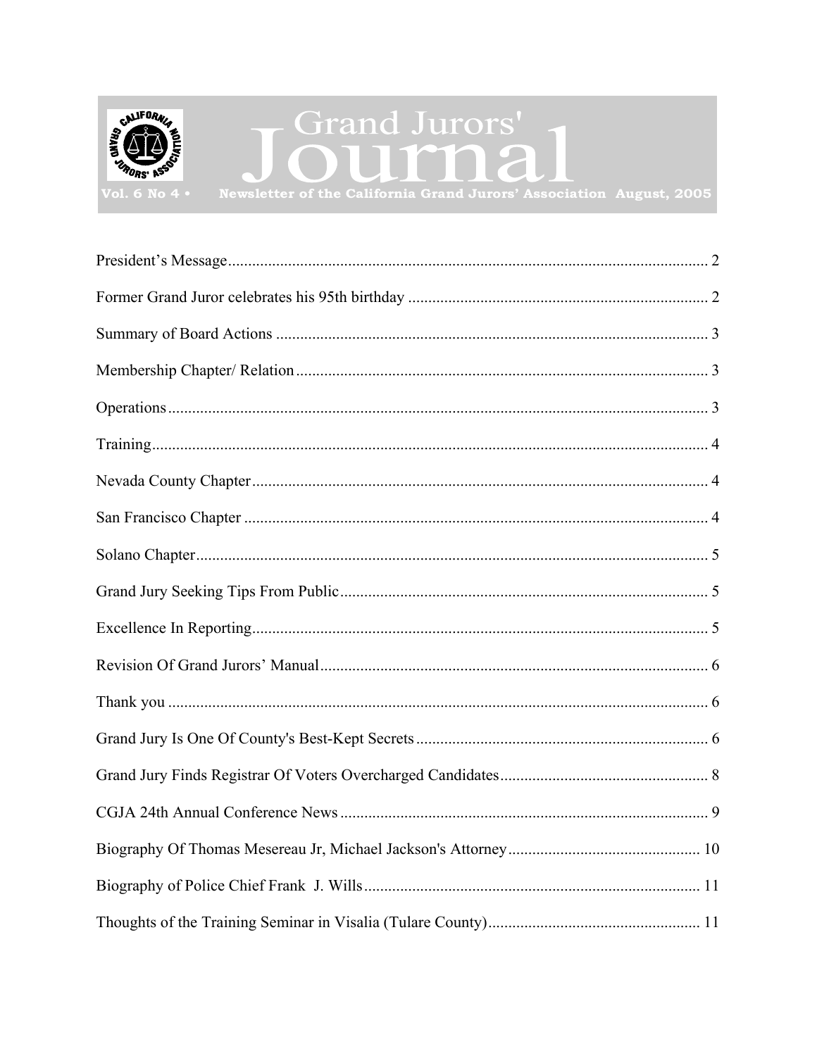# Grand Jurors' Journal

Vol. 6 No 4 • Newsletter of the California Grand Jurors' Association August, 2005

| | |
|---|---|
| President's Message | 2 |
| Former Grand Juror celebrates his 95th birthday | 2 |
| Summary of Board Actions | 3 |
| Membership Chapter/ Relation | 3 |
| Operations | 3 |
| Training | 4 |
| Nevada County Chapter | 4 |
| San Francisco Chapter | 4 |
| Solano Chapter | 5 |
| Grand Jury Seeking Tips From Public | 5 |
| Excellence In Reporting | 5 |
| Revision Of Grand Jurors' Manual | 6 |
| Thank you | 6 |
| Grand Jury Is One Of County's Best-Kept Secrets | 6 |
| Grand Jury Finds Registrar Of Voters Overcharged Candidates | 8 |
| CGJA 24th Annual Conference News | 9 |
| Biography Of Thomas Mesereau Jr, Michael Jackson's Attorney | 10 |
| Biography of Police Chief Frank J. Wills | 11 |
| Thoughts of the Training Seminar in Visalia (Tulare County) | 11 |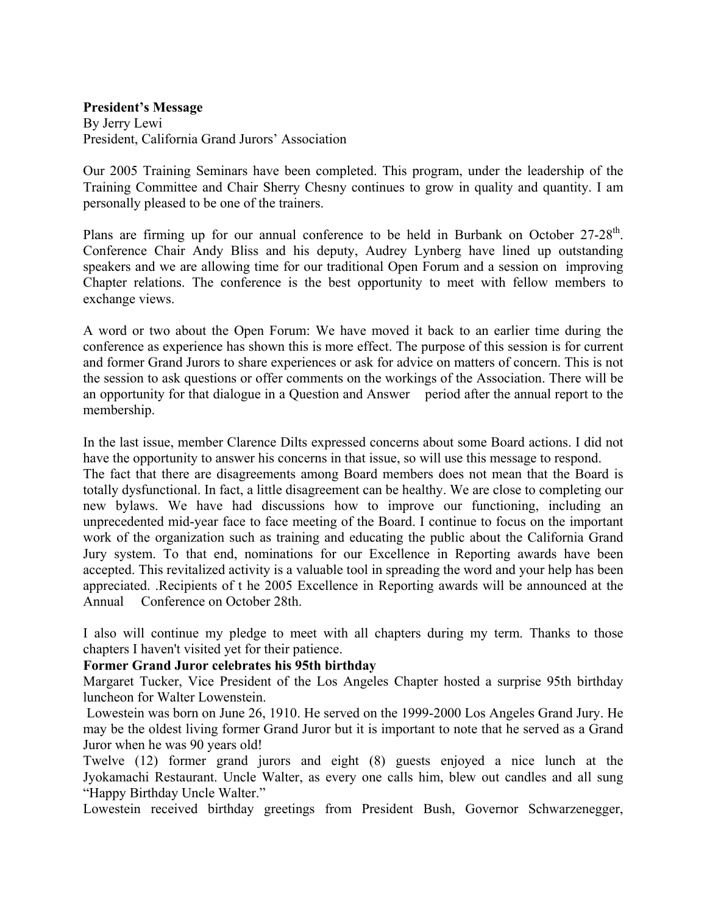**President's Message**
By Jerry Lewi
President, California Grand Jurors' Association

Our 2005 Training Seminars have been completed. This program, under the leadership of the Training Committee and Chair Sherry Chesny continues to grow in quality and quantity. I am personally pleased to be one of the trainers.

Plans are firming up for our annual conference to be held in Burbank on October 27-28th. Conference Chair Andy Bliss and his deputy, Audrey Lynberg have lined up outstanding speakers and we are allowing time for our traditional Open Forum and a session on improving Chapter relations. The conference is the best opportunity to meet with fellow members to exchange views.

A word or two about the Open Forum: We have moved it back to an earlier time during the conference as experience has shown this is more effect. The purpose of this session is for current and former Grand Jurors to share experiences or ask for advice on matters of concern. This is not the session to ask questions or offer comments on the workings of the Association. There will be an opportunity for that dialogue in a Question and Answer period after the annual report to the membership.

In the last issue, member Clarence Dilts expressed concerns about some Board actions. I did not have the opportunity to answer his concerns in that issue, so will use this message to respond.
The fact that there are disagreements among Board members does not mean that the Board is totally dysfunctional. In fact, a little disagreement can be healthy. We are close to completing our new bylaws. We have had discussions how to improve our functioning, including an unprecedented mid-year face to face meeting of the Board. I continue to focus on the important work of the organization such as training and educating the public about the California Grand Jury system. To that end, nominations for our Excellence in Reporting awards have been accepted. This revitalized activity is a valuable tool in spreading the word and your help has been appreciated. .Recipients of t he 2005 Excellence in Reporting awards will be announced at the Annual Conference on October 28th.

I also will continue my pledge to meet with all chapters during my term. Thanks to those chapters I haven't visited yet for their patience.

**Former Grand Juror celebrates his 95th birthday**

Margaret Tucker, Vice President of the Los Angeles Chapter hosted a surprise 95th birthday luncheon for Walter Lowenstein.

Lowestein was born on June 26, 1910. He served on the 1999-2000 Los Angeles Grand Jury. He may be the oldest living former Grand Juror but it is important to note that he served as a Grand Juror when he was 90 years old!

Twelve (12) former grand jurors and eight (8) guests enjoyed a nice lunch at the Jyokamachi Restaurant. Uncle Walter, as every one calls him, blew out candles and all sung "Happy Birthday Uncle Walter."

Lowestein received birthday greetings from President Bush, Governor Schwarzenegger,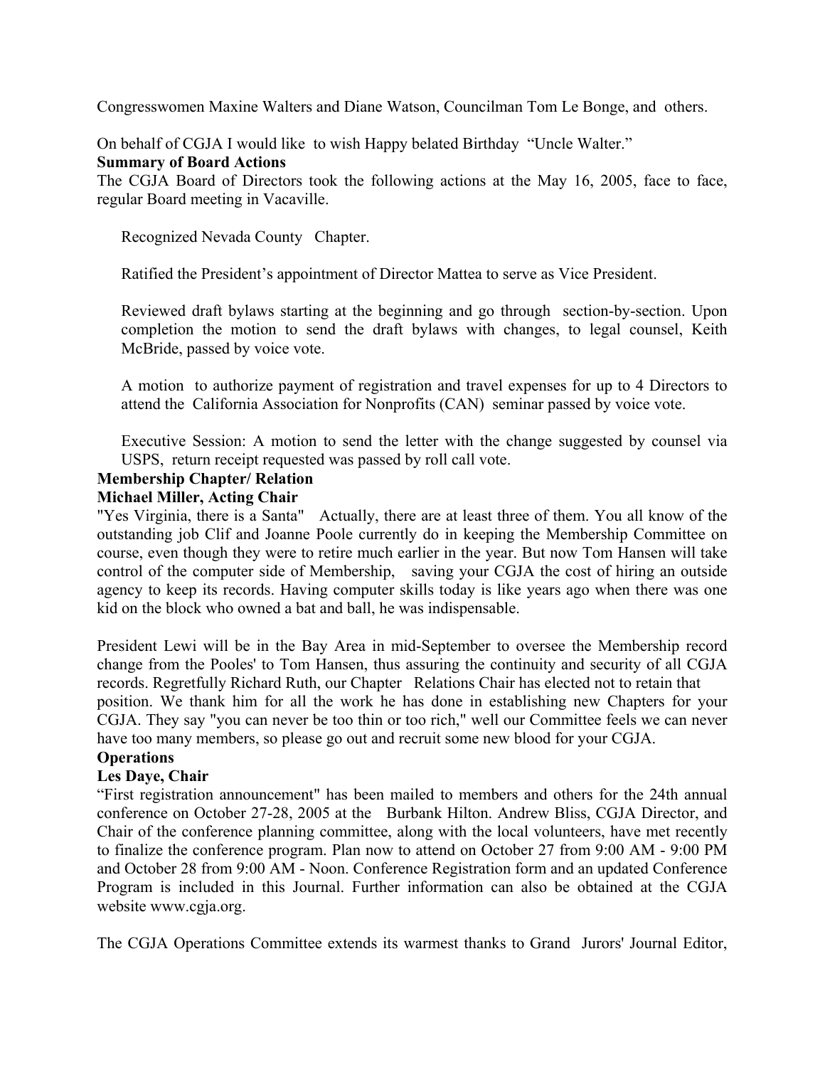Congresswomen Maxine Walters and Diane Watson, Councilman Tom Le Bonge, and others.

On behalf of CGJA I would like to wish Happy belated Birthday "Uncle Walter."

**Summary of Board Actions**

The CGJA Board of Directors took the following actions at the May 16, 2005, face to face, regular Board meeting in Vacaville.

Recognized Nevada County Chapter.

Ratified the President's appointment of Director Mattea to serve as Vice President.

Reviewed draft bylaws starting at the beginning and go through section-by-section. Upon completion the motion to send the draft bylaws with changes, to legal counsel, Keith McBride, passed by voice vote.

A motion to authorize payment of registration and travel expenses for up to 4 Directors to attend the California Association for Nonprofits (CAN) seminar passed by voice vote.

Executive Session: A motion to send the letter with the change suggested by counsel via USPS, return receipt requested was passed by roll call vote.

**Membership Chapter/ Relation**

**Michael Miller, Acting Chair**

"Yes Virginia, there is a Santa" Actually, there are at least three of them. You all know of the outstanding job Clif and Joanne Poole currently do in keeping the Membership Committee on course, even though they were to retire much earlier in the year. But now Tom Hansen will take control of the computer side of Membership, saving your CGJA the cost of hiring an outside agency to keep its records. Having computer skills today is like years ago when there was one kid on the block who owned a bat and ball, he was indispensable.

President Lewi will be in the Bay Area in mid-September to oversee the Membership record change from the Pooles' to Tom Hansen, thus assuring the continuity and security of all CGJA records. Regretfully Richard Ruth, our Chapter Relations Chair has elected not to retain that position. We thank him for all the work he has done in establishing new Chapters for your CGJA. They say "you can never be too thin or too rich," well our Committee feels we can never have too many members, so please go out and recruit some new blood for your CGJA.

**Operations**

**Les Daye, Chair**

"First registration announcement" has been mailed to members and others for the 24th annual conference on October 27-28, 2005 at the Burbank Hilton. Andrew Bliss, CGJA Director, and Chair of the conference planning committee, along with the local volunteers, have met recently to finalize the conference program. Plan now to attend on October 27 from 9:00 AM - 9:00 PM and October 28 from 9:00 AM - Noon. Conference Registration form and an updated Conference Program is included in this Journal. Further information can also be obtained at the CGJA website www.cgja.org.

The CGJA Operations Committee extends its warmest thanks to Grand Jurors' Journal Editor,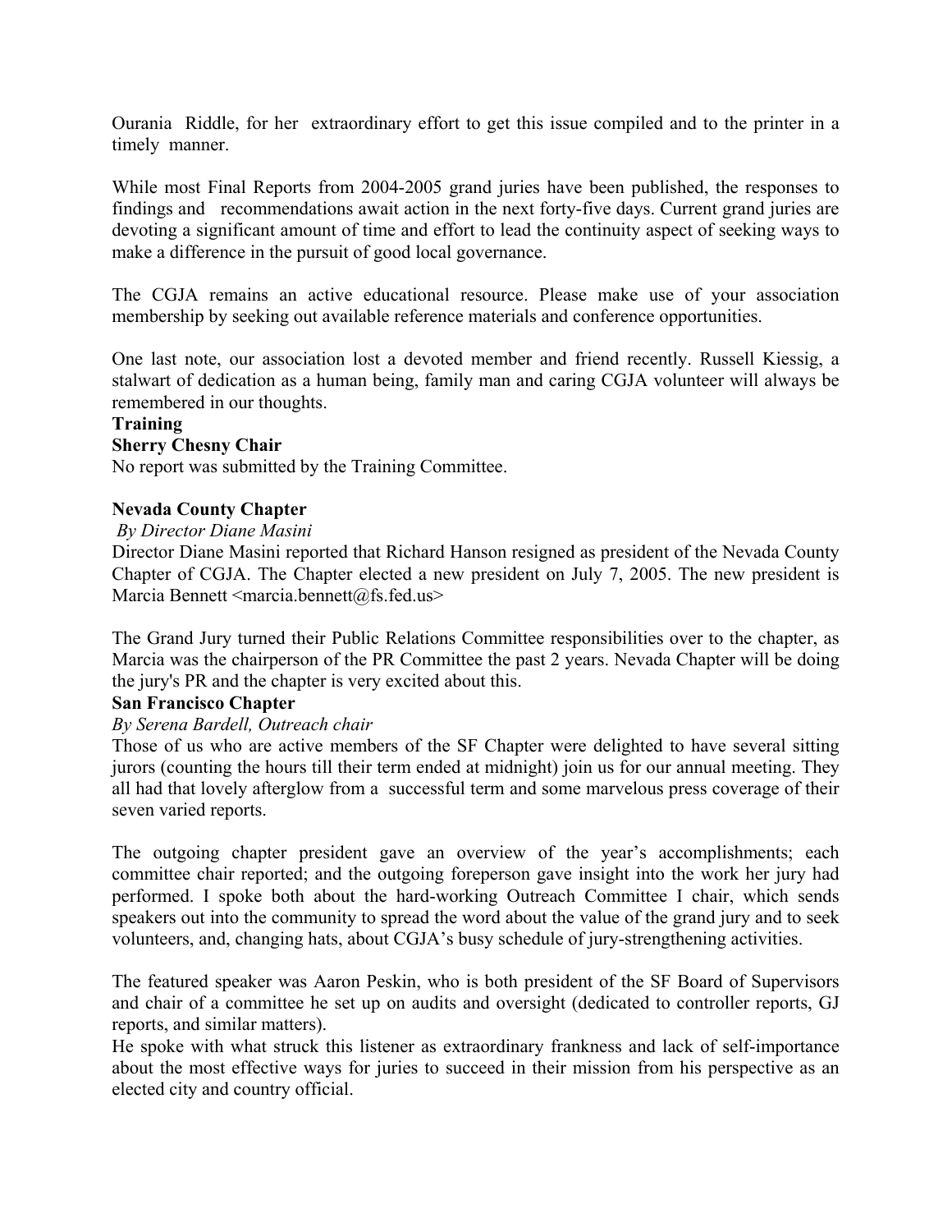Ourania Riddle, for her extraordinary effort to get this issue compiled and to the printer in a timely manner.

While most Final Reports from 2004-2005 grand juries have been published, the responses to findings and recommendations await action in the next forty-five days. Current grand juries are devoting a significant amount of time and effort to lead the continuity aspect of seeking ways to make a difference in the pursuit of good local governance.

The CGJA remains an active educational resource. Please make use of your association membership by seeking out available reference materials and conference opportunities.

One last note, our association lost a devoted member and friend recently. Russell Kiessig, a stalwart of dedication as a human being, family man and caring CGJA volunteer will always be remembered in our thoughts.

**Training**

**Sherry Chesny Chair**

No report was submitted by the Training Committee.

**Nevada County Chapter**

*By Director Diane Masini*

Director Diane Masini reported that Richard Hanson resigned as president of the Nevada County Chapter of CGJA. The Chapter elected a new president on July 7, 2005. The new president is Marcia Bennett <marcia.bennett@fs.fed.us>

The Grand Jury turned their Public Relations Committee responsibilities over to the chapter, as Marcia was the chairperson of the PR Committee the past 2 years. Nevada Chapter will be doing the jury's PR and the chapter is very excited about this.

**San Francisco Chapter**

*By Serena Bardell, Outreach chair*

Those of us who are active members of the SF Chapter were delighted to have several sitting jurors (counting the hours till their term ended at midnight) join us for our annual meeting. They all had that lovely afterglow from a successful term and some marvelous press coverage of their seven varied reports.

The outgoing chapter president gave an overview of the year's accomplishments; each committee chair reported; and the outgoing foreperson gave insight into the work her jury had performed. I spoke both about the hard-working Outreach Committee I chair, which sends speakers out into the community to spread the word about the value of the grand jury and to seek volunteers, and, changing hats, about CGJA's busy schedule of jury-strengthening activities.

The featured speaker was Aaron Peskin, who is both president of the SF Board of Supervisors and chair of a committee he set up on audits and oversight (dedicated to controller reports, GJ reports, and similar matters).

He spoke with what struck this listener as extraordinary frankness and lack of self-importance about the most effective ways for juries to succeed in their mission from his perspective as an elected city and country official.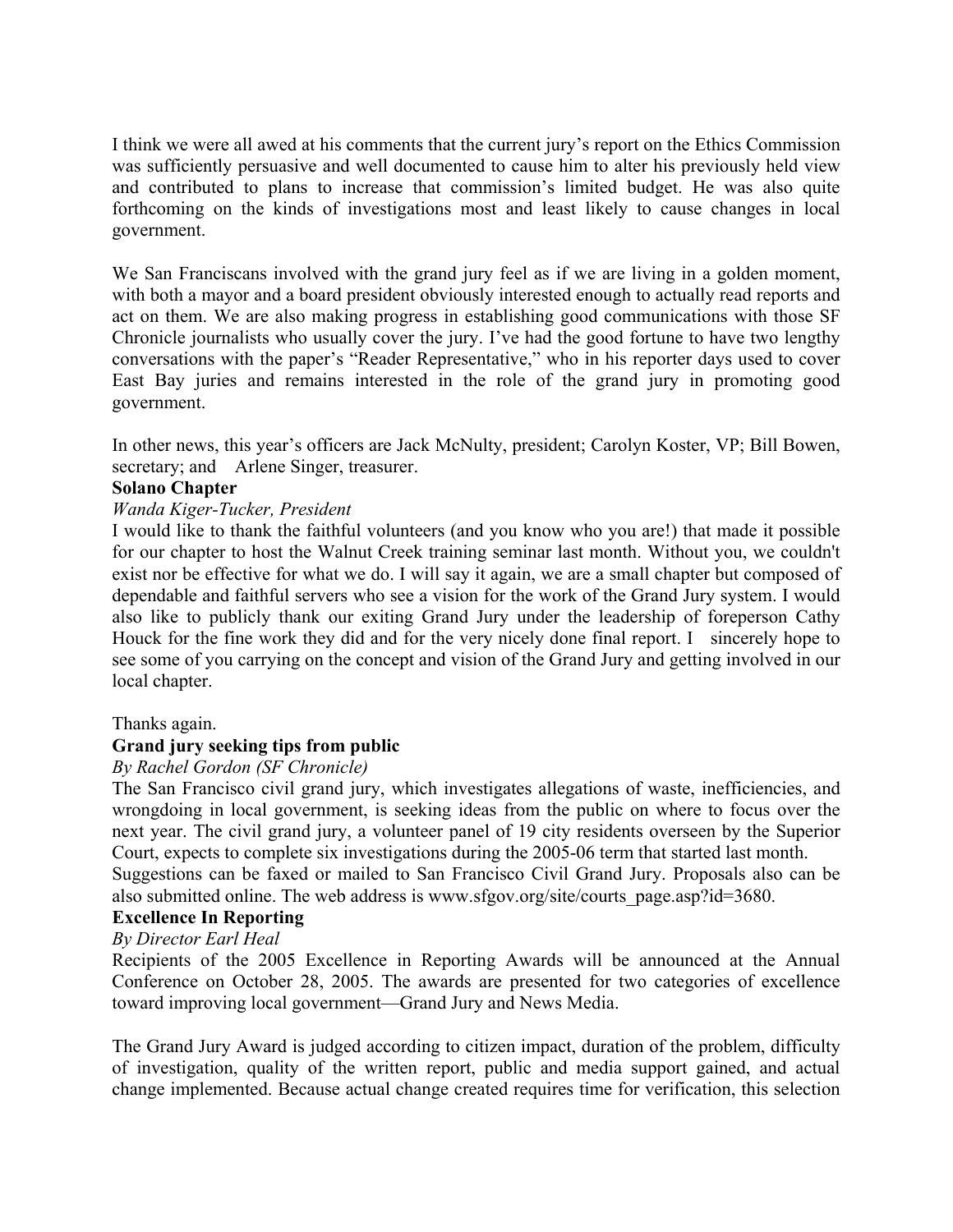I think we were all awed at his comments that the current jury's report on the Ethics Commission was sufficiently persuasive and well documented to cause him to alter his previously held view and contributed to plans to increase that commission's limited budget. He was also quite forthcoming on the kinds of investigations most and least likely to cause changes in local government.

We San Franciscans involved with the grand jury feel as if we are living in a golden moment, with both a mayor and a board president obviously interested enough to actually read reports and act on them. We are also making progress in establishing good communications with those SF Chronicle journalists who usually cover the jury. I've had the good fortune to have two lengthy conversations with the paper's "Reader Representative," who in his reporter days used to cover East Bay juries and remains interested in the role of the grand jury in promoting good government.

In other news, this year's officers are Jack McNulty, president; Carolyn Koster, VP; Bill Bowen, secretary; and Arlene Singer, treasurer.

**Solano Chapter**

*Wanda Kiger-Tucker, President*

I would like to thank the faithful volunteers (and you know who you are!) that made it possible for our chapter to host the Walnut Creek training seminar last month. Without you, we couldn't exist nor be effective for what we do. I will say it again, we are a small chapter but composed of dependable and faithful servers who see a vision for the work of the Grand Jury system. I would also like to publicly thank our exiting Grand Jury under the leadership of foreperson Cathy Houck for the fine work they did and for the very nicely done final report. I sincerely hope to see some of you carrying on the concept and vision of the Grand Jury and getting involved in our local chapter.

Thanks again.

**Grand jury seeking tips from public**

*By Rachel Gordon (SF Chronicle)*

The San Francisco civil grand jury, which investigates allegations of waste, inefficiencies, and wrongdoing in local government, is seeking ideas from the public on where to focus over the next year. The civil grand jury, a volunteer panel of 19 city residents overseen by the Superior Court, expects to complete six investigations during the 2005-06 term that started last month.

Suggestions can be faxed or mailed to San Francisco Civil Grand Jury. Proposals also can be also submitted online. The web address is www.sfgov.org/site/courts_page.asp?id=3680.

**Excellence In Reporting**

*By Director Earl Heal*

Recipients of the 2005 Excellence in Reporting Awards will be announced at the Annual Conference on October 28, 2005. The awards are presented for two categories of excellence toward improving local government—Grand Jury and News Media.

The Grand Jury Award is judged according to citizen impact, duration of the problem, difficulty of investigation, quality of the written report, public and media support gained, and actual change implemented. Because actual change created requires time for verification, this selection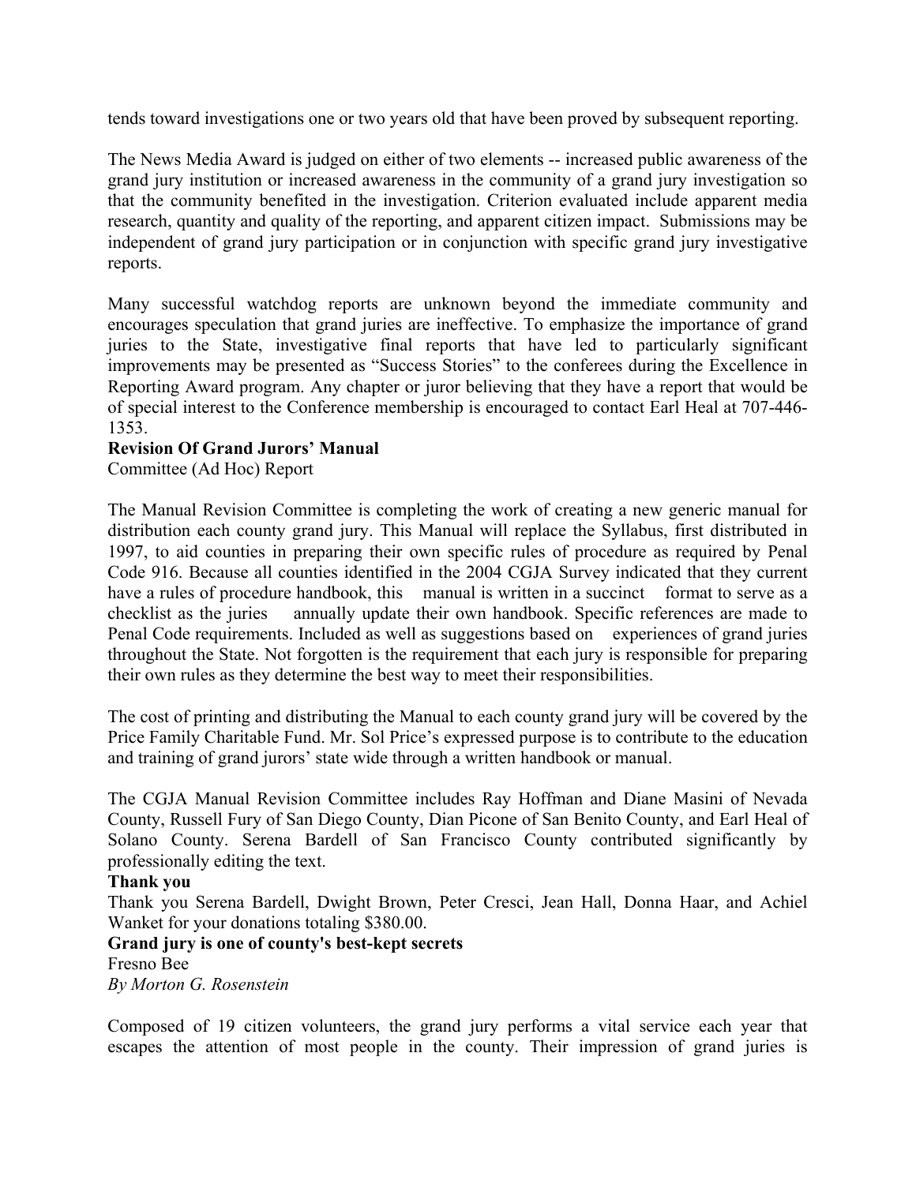tends toward investigations one or two years old that have been proved by subsequent reporting.

The News Media Award is judged on either of two elements -- increased public awareness of the grand jury institution or increased awareness in the community of a grand jury investigation so that the community benefited in the investigation. Criterion evaluated include apparent media research, quantity and quality of the reporting, and apparent citizen impact. Submissions may be independent of grand jury participation or in conjunction with specific grand jury investigative reports.

Many successful watchdog reports are unknown beyond the immediate community and encourages speculation that grand juries are ineffective. To emphasize the importance of grand juries to the State, investigative final reports that have led to particularly significant improvements may be presented as "Success Stories" to the conferees during the Excellence in Reporting Award program. Any chapter or juror believing that they have a report that would be of special interest to the Conference membership is encouraged to contact Earl Heal at 707-446-1353.

**Revision Of Grand Jurors' Manual**

Committee (Ad Hoc) Report

The Manual Revision Committee is completing the work of creating a new generic manual for distribution each county grand jury. This Manual will replace the Syllabus, first distributed in 1997, to aid counties in preparing their own specific rules of procedure as required by Penal Code 916. Because all counties identified in the 2004 CGJA Survey indicated that they current have a rules of procedure handbook, this manual is written in a succinct format to serve as a checklist as the juries annually update their own handbook. Specific references are made to Penal Code requirements. Included as well as suggestions based on experiences of grand juries throughout the State. Not forgotten is the requirement that each jury is responsible for preparing their own rules as they determine the best way to meet their responsibilities.

The cost of printing and distributing the Manual to each county grand jury will be covered by the Price Family Charitable Fund. Mr. Sol Price's expressed purpose is to contribute to the education and training of grand jurors' state wide through a written handbook or manual.

The CGJA Manual Revision Committee includes Ray Hoffman and Diane Masini of Nevada County, Russell Fury of San Diego County, Dian Picone of San Benito County, and Earl Heal of Solano County. Serena Bardell of San Francisco County contributed significantly by professionally editing the text.

**Thank you**

Thank you Serena Bardell, Dwight Brown, Peter Cresci, Jean Hall, Donna Haar, and Achiel Wanket for your donations totaling $380.00.

**Grand jury is one of county's best-kept secrets**

Fresno Bee

*By Morton G. Rosenstein*

Composed of 19 citizen volunteers, the grand jury performs a vital service each year that escapes the attention of most people in the county. Their impression of grand juries is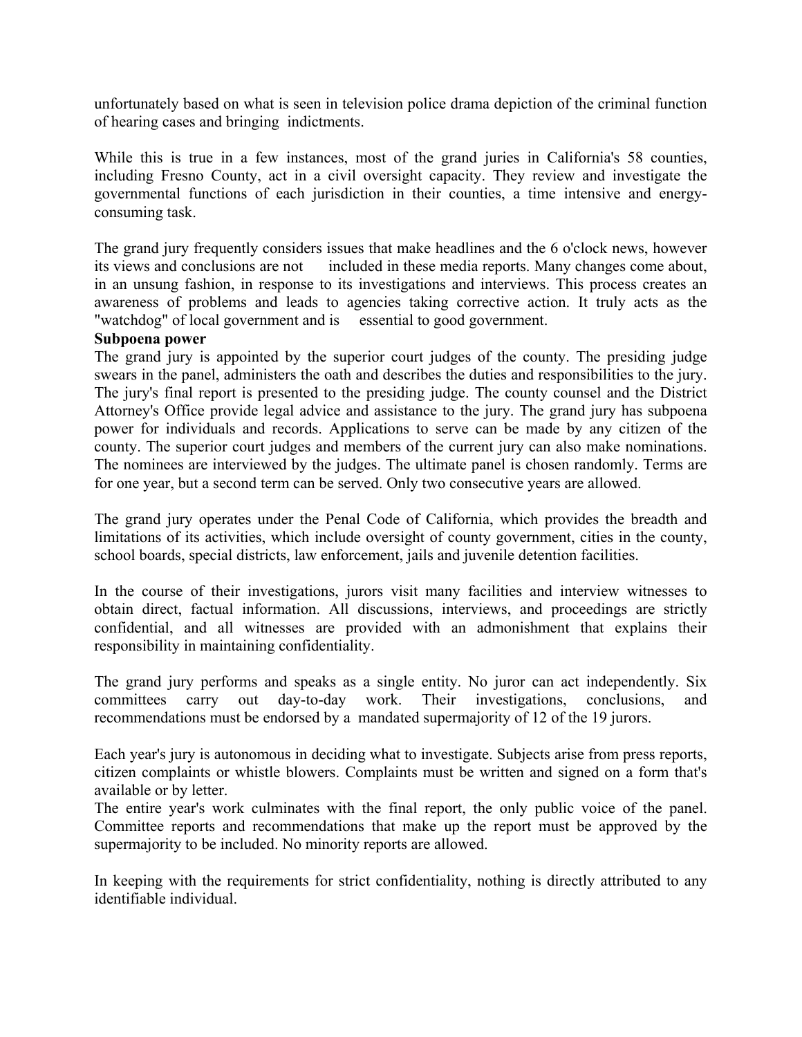unfortunately based on what is seen in television police drama depiction of the criminal function of hearing cases and bringing indictments.

While this is true in a few instances, most of the grand juries in California's 58 counties, including Fresno County, act in a civil oversight capacity. They review and investigate the governmental functions of each jurisdiction in their counties, a time intensive and energy-consuming task.

The grand jury frequently considers issues that make headlines and the 6 o'clock news, however its views and conclusions are not included in these media reports. Many changes come about, in an unsung fashion, in response to its investigations and interviews. This process creates an awareness of problems and leads to agencies taking corrective action. It truly acts as the "watchdog" of local government and is essential to good government.

**Subpoena power**

The grand jury is appointed by the superior court judges of the county. The presiding judge swears in the panel, administers the oath and describes the duties and responsibilities to the jury. The jury's final report is presented to the presiding judge. The county counsel and the District Attorney's Office provide legal advice and assistance to the jury. The grand jury has subpoena power for individuals and records. Applications to serve can be made by any citizen of the county. The superior court judges and members of the current jury can also make nominations. The nominees are interviewed by the judges. The ultimate panel is chosen randomly. Terms are for one year, but a second term can be served. Only two consecutive years are allowed.

The grand jury operates under the Penal Code of California, which provides the breadth and limitations of its activities, which include oversight of county government, cities in the county, school boards, special districts, law enforcement, jails and juvenile detention facilities.

In the course of their investigations, jurors visit many facilities and interview witnesses to obtain direct, factual information. All discussions, interviews, and proceedings are strictly confidential, and all witnesses are provided with an admonishment that explains their responsibility in maintaining confidentiality.

The grand jury performs and speaks as a single entity. No juror can act independently. Six committees carry out day-to-day work. Their investigations, conclusions, and recommendations must be endorsed by a mandated supermajority of 12 of the 19 jurors.

Each year's jury is autonomous in deciding what to investigate. Subjects arise from press reports, citizen complaints or whistle blowers. Complaints must be written and signed on a form that's available or by letter.

The entire year's work culminates with the final report, the only public voice of the panel. Committee reports and recommendations that make up the report must be approved by the supermajority to be included. No minority reports are allowed.

In keeping with the requirements for strict confidentiality, nothing is directly attributed to any identifiable individual.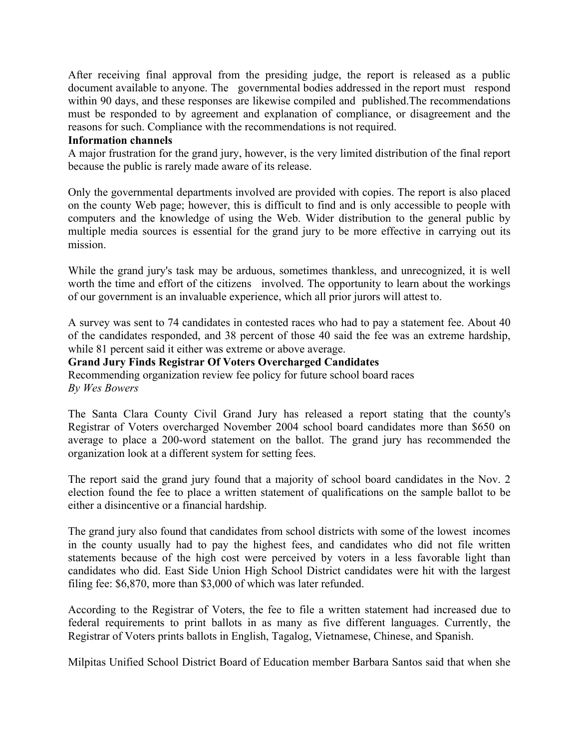After receiving final approval from the presiding judge, the report is released as a public document available to anyone. The governmental bodies addressed in the report must respond within 90 days, and these responses are likewise compiled and published.The recommendations must be responded to by agreement and explanation of compliance, or disagreement and the reasons for such. Compliance with the recommendations is not required.

**Information channels**

A major frustration for the grand jury, however, is the very limited distribution of the final report because the public is rarely made aware of its release.

Only the governmental departments involved are provided with copies. The report is also placed on the county Web page; however, this is difficult to find and is only accessible to people with computers and the knowledge of using the Web. Wider distribution to the general public by multiple media sources is essential for the grand jury to be more effective in carrying out its mission.

While the grand jury's task may be arduous, sometimes thankless, and unrecognized, it is well worth the time and effort of the citizens involved. The opportunity to learn about the workings of our government is an invaluable experience, which all prior jurors will attest to.

A survey was sent to 74 candidates in contested races who had to pay a statement fee. About 40 of the candidates responded, and 38 percent of those 40 said the fee was an extreme hardship, while 81 percent said it either was extreme or above average.

**Grand Jury Finds Registrar Of Voters Overcharged Candidates**

Recommending organization review fee policy for future school board races

*By Wes Bowers*

The Santa Clara County Civil Grand Jury has released a report stating that the county's Registrar of Voters overcharged November 2004 school board candidates more than $650 on average to place a 200-word statement on the ballot. The grand jury has recommended the organization look at a different system for setting fees.

The report said the grand jury found that a majority of school board candidates in the Nov. 2 election found the fee to place a written statement of qualifications on the sample ballot to be either a disincentive or a financial hardship.

The grand jury also found that candidates from school districts with some of the lowest incomes in the county usually had to pay the highest fees, and candidates who did not file written statements because of the high cost were perceived by voters in a less favorable light than candidates who did. East Side Union High School District candidates were hit with the largest filing fee: $6,870, more than $3,000 of which was later refunded.

According to the Registrar of Voters, the fee to file a written statement had increased due to federal requirements to print ballots in as many as five different languages. Currently, the Registrar of Voters prints ballots in English, Tagalog, Vietnamese, Chinese, and Spanish.

Milpitas Unified School District Board of Education member Barbara Santos said that when she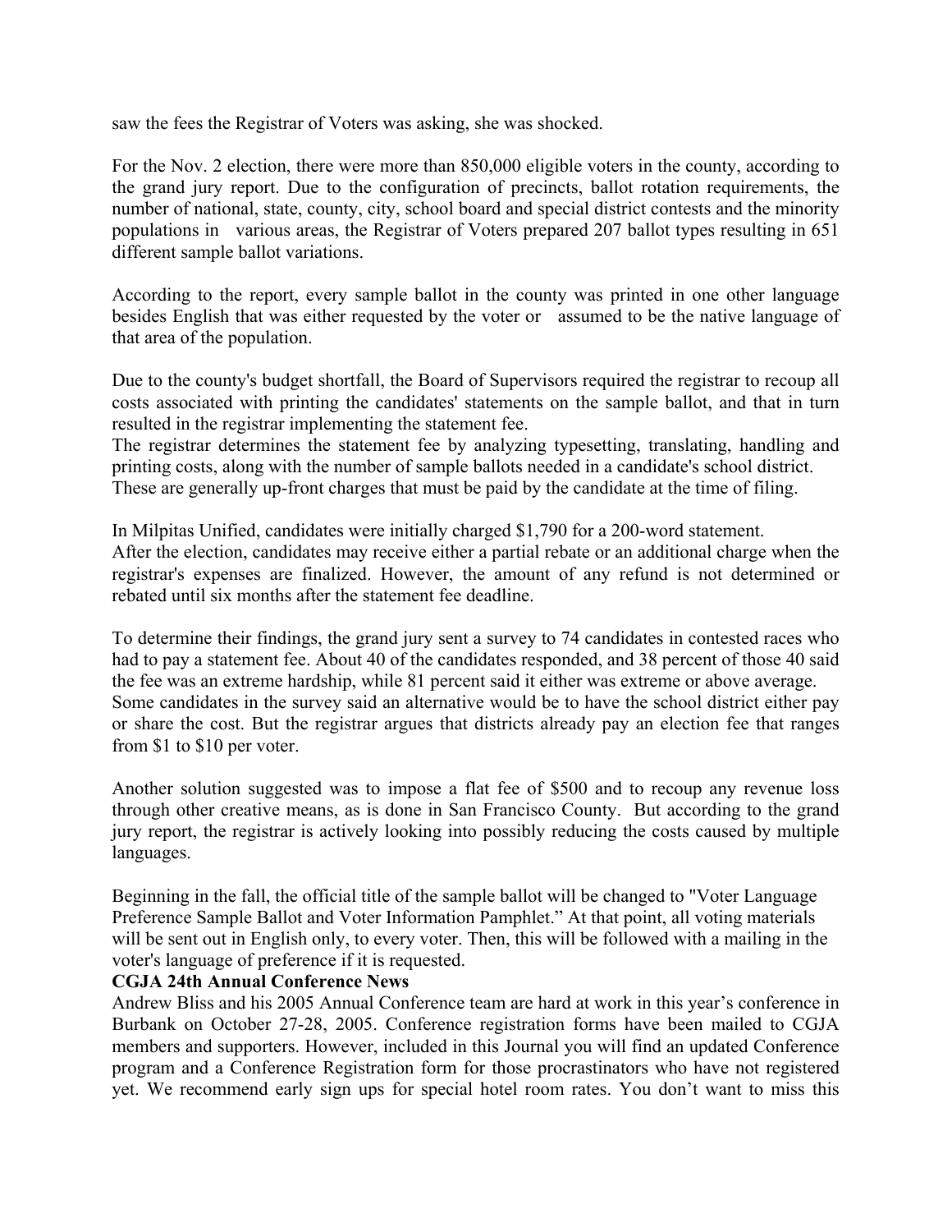saw the fees the Registrar of Voters was asking, she was shocked.

For the Nov. 2 election, there were more than 850,000 eligible voters in the county, according to the grand jury report. Due to the configuration of precincts, ballot rotation requirements, the number of national, state, county, city, school board and special district contests and the minority populations in various areas, the Registrar of Voters prepared 207 ballot types resulting in 651 different sample ballot variations.

According to the report, every sample ballot in the county was printed in one other language besides English that was either requested by the voter or assumed to be the native language of that area of the population.

Due to the county's budget shortfall, the Board of Supervisors required the registrar to recoup all costs associated with printing the candidates' statements on the sample ballot, and that in turn resulted in the registrar implementing the statement fee.
The registrar determines the statement fee by analyzing typesetting, translating, handling and printing costs, along with the number of sample ballots needed in a candidate's school district.
These are generally up-front charges that must be paid by the candidate at the time of filing.

In Milpitas Unified, candidates were initially charged $1,790 for a 200-word statement.
After the election, candidates may receive either a partial rebate or an additional charge when the registrar's expenses are finalized. However, the amount of any refund is not determined or rebated until six months after the statement fee deadline.

To determine their findings, the grand jury sent a survey to 74 candidates in contested races who had to pay a statement fee. About 40 of the candidates responded, and 38 percent of those 40 said the fee was an extreme hardship, while 81 percent said it either was extreme or above average.
Some candidates in the survey said an alternative would be to have the school district either pay or share the cost. But the registrar argues that districts already pay an election fee that ranges from $1 to $10 per voter.

Another solution suggested was to impose a flat fee of $500 and to recoup any revenue loss through other creative means, as is done in San Francisco County. But according to the grand jury report, the registrar is actively looking into possibly reducing the costs caused by multiple languages.

Beginning in the fall, the official title of the sample ballot will be changed to "Voter Language Preference Sample Ballot and Voter Information Pamphlet." At that point, all voting materials will be sent out in English only, to every voter. Then, this will be followed with a mailing in the voter's language of preference if it is requested.

**CGJA 24th Annual Conference News**

Andrew Bliss and his 2005 Annual Conference team are hard at work in this year's conference in Burbank on October 27-28, 2005. Conference registration forms have been mailed to CGJA members and supporters. However, included in this Journal you will find an updated Conference program and a Conference Registration form for those procrastinators who have not registered yet. We recommend early sign ups for special hotel room rates. You don't want to miss this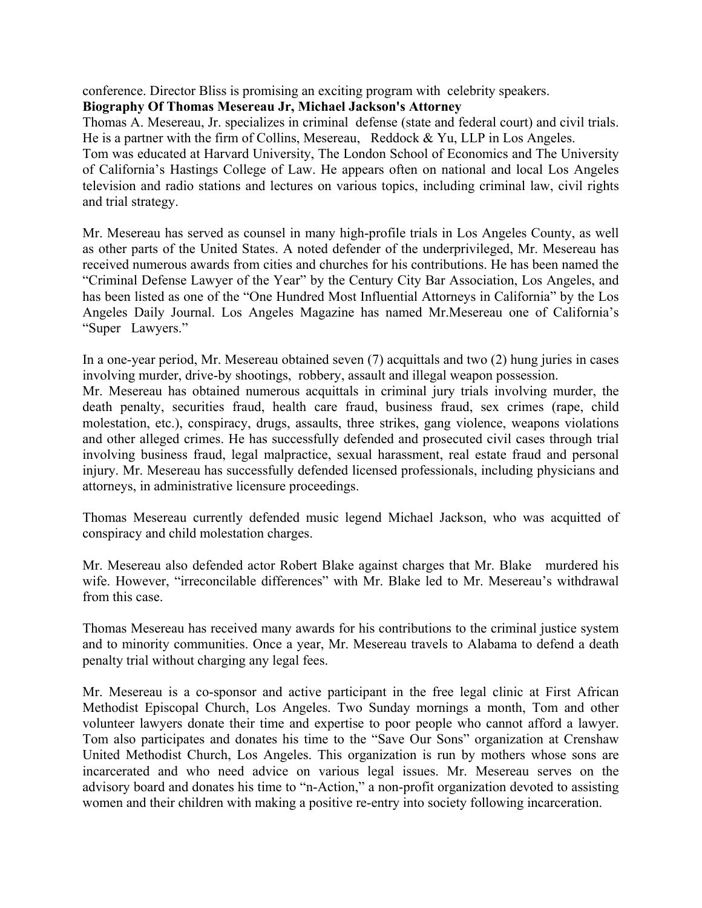conference. Director Bliss is promising an exciting program with celebrity speakers.

**Biography Of Thomas Mesereau Jr, Michael Jackson's Attorney**

Thomas A. Mesereau, Jr. specializes in criminal defense (state and federal court) and civil trials. He is a partner with the firm of Collins, Mesereau, Reddock & Yu, LLP in Los Angeles.

Tom was educated at Harvard University, The London School of Economics and The University of California's Hastings College of Law. He appears often on national and local Los Angeles television and radio stations and lectures on various topics, including criminal law, civil rights and trial strategy.

Mr. Mesereau has served as counsel in many high-profile trials in Los Angeles County, as well as other parts of the United States. A noted defender of the underprivileged, Mr. Mesereau has received numerous awards from cities and churches for his contributions. He has been named the "Criminal Defense Lawyer of the Year" by the Century City Bar Association, Los Angeles, and has been listed as one of the "One Hundred Most Influential Attorneys in California" by the Los Angeles Daily Journal. Los Angeles Magazine has named Mr.Mesereau one of California's "Super Lawyers."

In a one-year period, Mr. Mesereau obtained seven (7) acquittals and two (2) hung juries in cases involving murder, drive-by shootings, robbery, assault and illegal weapon possession.

Mr. Mesereau has obtained numerous acquittals in criminal jury trials involving murder, the death penalty, securities fraud, health care fraud, business fraud, sex crimes (rape, child molestation, etc.), conspiracy, drugs, assaults, three strikes, gang violence, weapons violations and other alleged crimes. He has successfully defended and prosecuted civil cases through trial involving business fraud, legal malpractice, sexual harassment, real estate fraud and personal injury. Mr. Mesereau has successfully defended licensed professionals, including physicians and attorneys, in administrative licensure proceedings.

Thomas Mesereau currently defended music legend Michael Jackson, who was acquitted of conspiracy and child molestation charges.

Mr. Mesereau also defended actor Robert Blake against charges that Mr. Blake murdered his wife. However, "irreconcilable differences" with Mr. Blake led to Mr. Mesereau's withdrawal from this case.

Thomas Mesereau has received many awards for his contributions to the criminal justice system and to minority communities. Once a year, Mr. Mesereau travels to Alabama to defend a death penalty trial without charging any legal fees.

Mr. Mesereau is a co-sponsor and active participant in the free legal clinic at First African Methodist Episcopal Church, Los Angeles. Two Sunday mornings a month, Tom and other volunteer lawyers donate their time and expertise to poor people who cannot afford a lawyer. Tom also participates and donates his time to the "Save Our Sons" organization at Crenshaw United Methodist Church, Los Angeles. This organization is run by mothers whose sons are incarcerated and who need advice on various legal issues. Mr. Mesereau serves on the advisory board and donates his time to "n-Action," a non-profit organization devoted to assisting women and their children with making a positive re-entry into society following incarceration.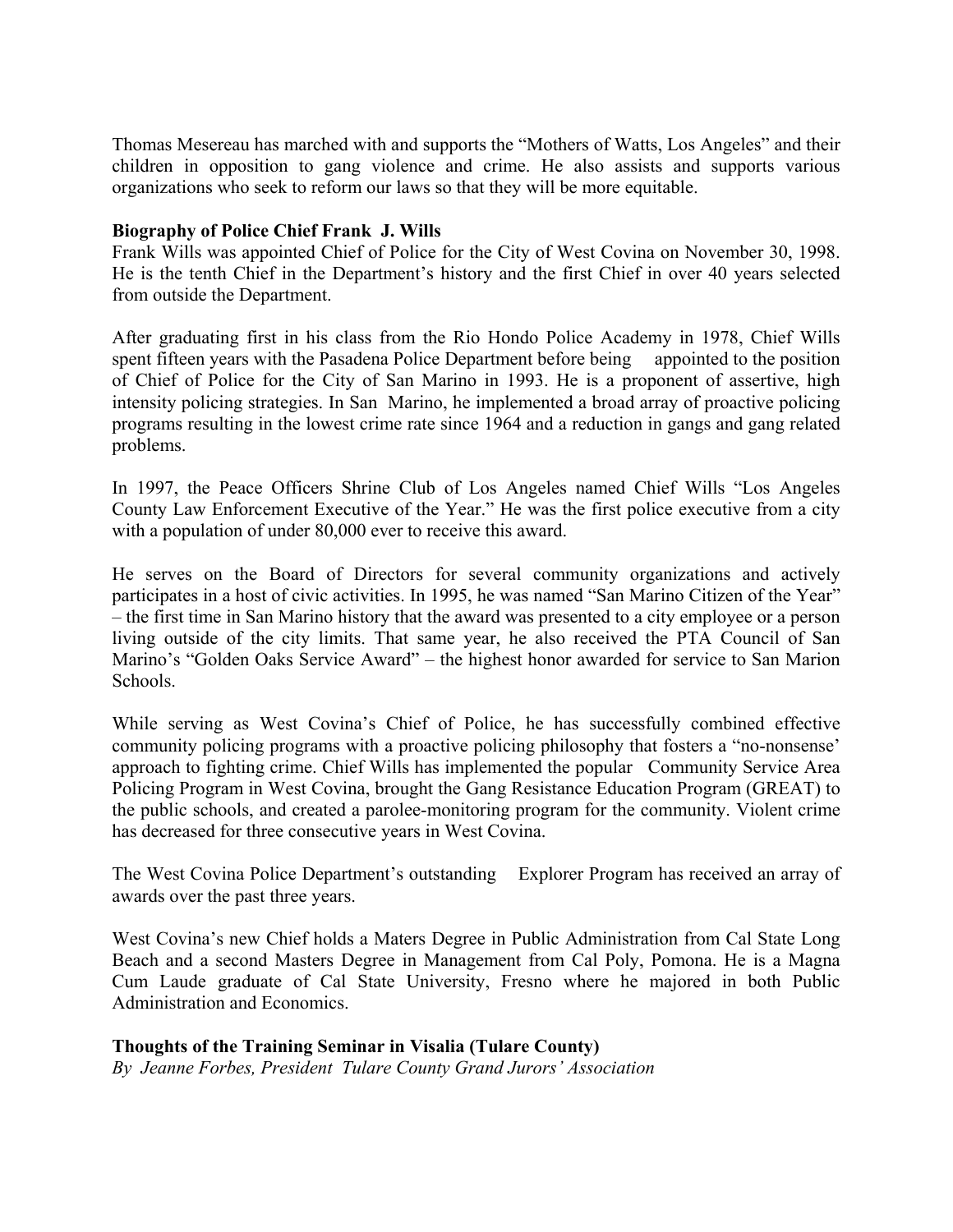Thomas Mesereau has marched with and supports the "Mothers of Watts, Los Angeles" and their children in opposition to gang violence and crime. He also assists and supports various organizations who seek to reform our laws so that they will be more equitable.

**Biography of Police Chief Frank J. Wills**

Frank Wills was appointed Chief of Police for the City of West Covina on November 30, 1998. He is the tenth Chief in the Department's history and the first Chief in over 40 years selected from outside the Department.

After graduating first in his class from the Rio Hondo Police Academy in 1978, Chief Wills spent fifteen years with the Pasadena Police Department before being appointed to the position of Chief of Police for the City of San Marino in 1993. He is a proponent of assertive, high intensity policing strategies. In San Marino, he implemented a broad array of proactive policing programs resulting in the lowest crime rate since 1964 and a reduction in gangs and gang related problems.

In 1997, the Peace Officers Shrine Club of Los Angeles named Chief Wills "Los Angeles County Law Enforcement Executive of the Year." He was the first police executive from a city with a population of under 80,000 ever to receive this award.

He serves on the Board of Directors for several community organizations and actively participates in a host of civic activities. In 1995, he was named "San Marino Citizen of the Year" – the first time in San Marino history that the award was presented to a city employee or a person living outside of the city limits. That same year, he also received the PTA Council of San Marino's "Golden Oaks Service Award" – the highest honor awarded for service to San Marion Schools.

While serving as West Covina's Chief of Police, he has successfully combined effective community policing programs with a proactive policing philosophy that fosters a "no-nonsense' approach to fighting crime. Chief Wills has implemented the popular Community Service Area Policing Program in West Covina, brought the Gang Resistance Education Program (GREAT) to the public schools, and created a parolee-monitoring program for the community. Violent crime has decreased for three consecutive years in West Covina.

The West Covina Police Department's outstanding Explorer Program has received an array of awards over the past three years.

West Covina's new Chief holds a Maters Degree in Public Administration from Cal State Long Beach and a second Masters Degree in Management from Cal Poly, Pomona. He is a Magna Cum Laude graduate of Cal State University, Fresno where he majored in both Public Administration and Economics.

**Thoughts of the Training Seminar in Visalia (Tulare County)**

*By Jeanne Forbes, President Tulare County Grand Jurors' Association*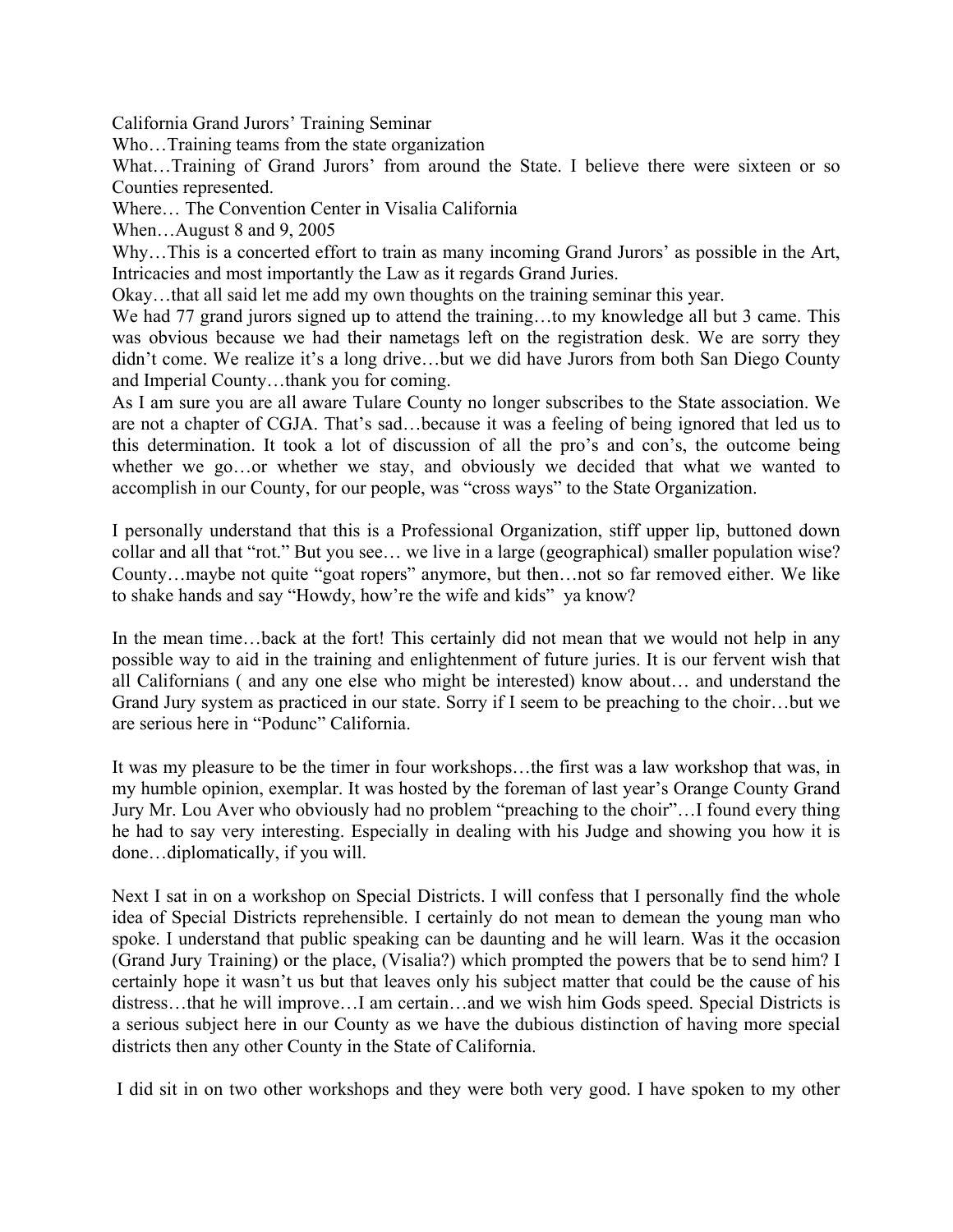California Grand Jurors' Training Seminar

Who…Training teams from the state organization

What…Training of Grand Jurors' from around the State. I believe there were sixteen or so Counties represented.

Where… The Convention Center in Visalia California

When…August 8 and 9, 2005

Why…This is a concerted effort to train as many incoming Grand Jurors' as possible in the Art, Intricacies and most importantly the Law as it regards Grand Juries.

Okay…that all said let me add my own thoughts on the training seminar this year.

We had 77 grand jurors signed up to attend the training…to my knowledge all but 3 came. This was obvious because we had their nametags left on the registration desk. We are sorry they didn't come. We realize it's a long drive…but we did have Jurors from both San Diego County and Imperial County…thank you for coming.

As I am sure you are all aware Tulare County no longer subscribes to the State association. We are not a chapter of CGJA. That's sad…because it was a feeling of being ignored that led us to this determination. It took a lot of discussion of all the pro's and con's, the outcome being whether we go…or whether we stay, and obviously we decided that what we wanted to accomplish in our County, for our people, was "cross ways" to the State Organization.

I personally understand that this is a Professional Organization, stiff upper lip, buttoned down collar and all that "rot." But you see… we live in a large (geographical) smaller population wise? County…maybe not quite "goat ropers" anymore, but then…not so far removed either. We like to shake hands and say "Howdy, how're the wife and kids" ya know?

In the mean time…back at the fort! This certainly did not mean that we would not help in any possible way to aid in the training and enlightenment of future juries. It is our fervent wish that all Californians ( and any one else who might be interested) know about… and understand the Grand Jury system as practiced in our state. Sorry if I seem to be preaching to the choir…but we are serious here in "Podunc" California.

It was my pleasure to be the timer in four workshops…the first was a law workshop that was, in my humble opinion, exemplar. It was hosted by the foreman of last year's Orange County Grand Jury Mr. Lou Aver who obviously had no problem "preaching to the choir"…I found every thing he had to say very interesting. Especially in dealing with his Judge and showing you how it is done…diplomatically, if you will.

Next I sat in on a workshop on Special Districts. I will confess that I personally find the whole idea of Special Districts reprehensible. I certainly do not mean to demean the young man who spoke. I understand that public speaking can be daunting and he will learn. Was it the occasion (Grand Jury Training) or the place, (Visalia?) which prompted the powers that be to send him? I certainly hope it wasn't us but that leaves only his subject matter that could be the cause of his distress…that he will improve…I am certain…and we wish him Gods speed. Special Districts is a serious subject here in our County as we have the dubious distinction of having more special districts then any other County in the State of California.

I did sit in on two other workshops and they were both very good. I have spoken to my other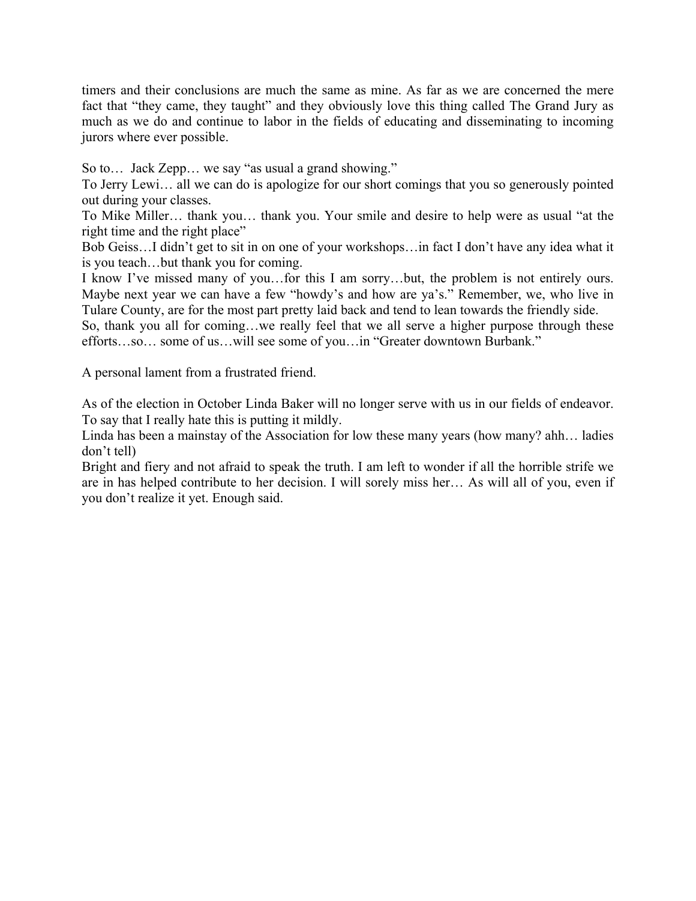timers and their conclusions are much the same as mine. As far as we are concerned the mere fact that "they came, they taught" and they obviously love this thing called The Grand Jury as much as we do and continue to labor in the fields of educating and disseminating to incoming jurors where ever possible.

So to… Jack Zepp… we say "as usual a grand showing."
To Jerry Lewi… all we can do is apologize for our short comings that you so generously pointed out during your classes.
To Mike Miller… thank you… thank you. Your smile and desire to help were as usual "at the right time and the right place"
Bob Geiss…I didn't get to sit in on one of your workshops…in fact I don't have any idea what it is you teach…but thank you for coming.
I know I've missed many of you…for this I am sorry…but, the problem is not entirely ours. Maybe next year we can have a few "howdy's and how are ya's." Remember, we, who live in Tulare County, are for the most part pretty laid back and tend to lean towards the friendly side.
So, thank you all for coming…we really feel that we all serve a higher purpose through these efforts…so… some of us…will see some of you…in "Greater downtown Burbank."

A personal lament from a frustrated friend.

As of the election in October Linda Baker will no longer serve with us in our fields of endeavor. To say that I really hate this is putting it mildly.
Linda has been a mainstay of the Association for low these many years (how many? ahh… ladies don't tell)
Bright and fiery and not afraid to speak the truth. I am left to wonder if all the horrible strife we are in has helped contribute to her decision. I will sorely miss her… As will all of you, even if you don't realize it yet. Enough said.